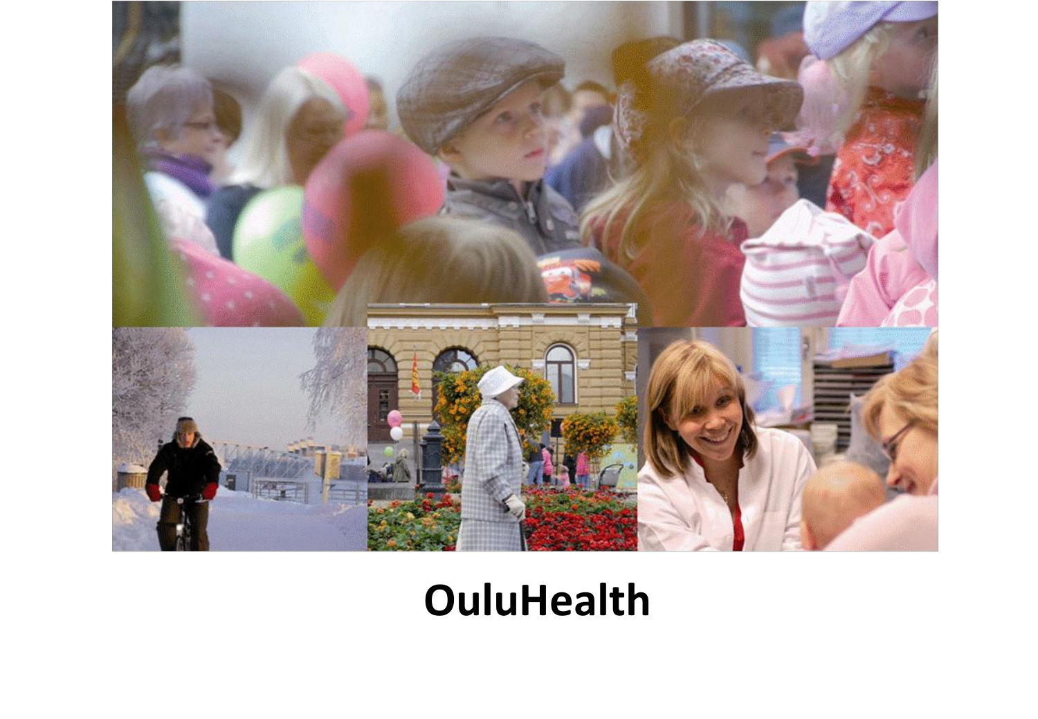# OuluHealth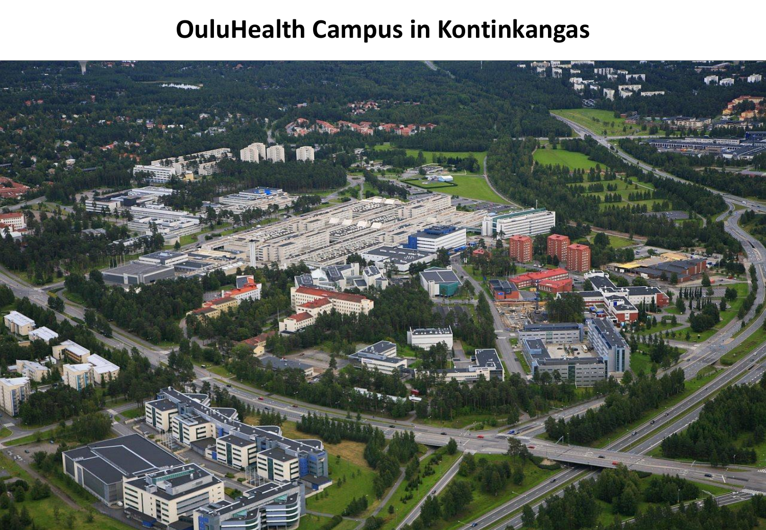# OuluHealth Campus in Kontinkangas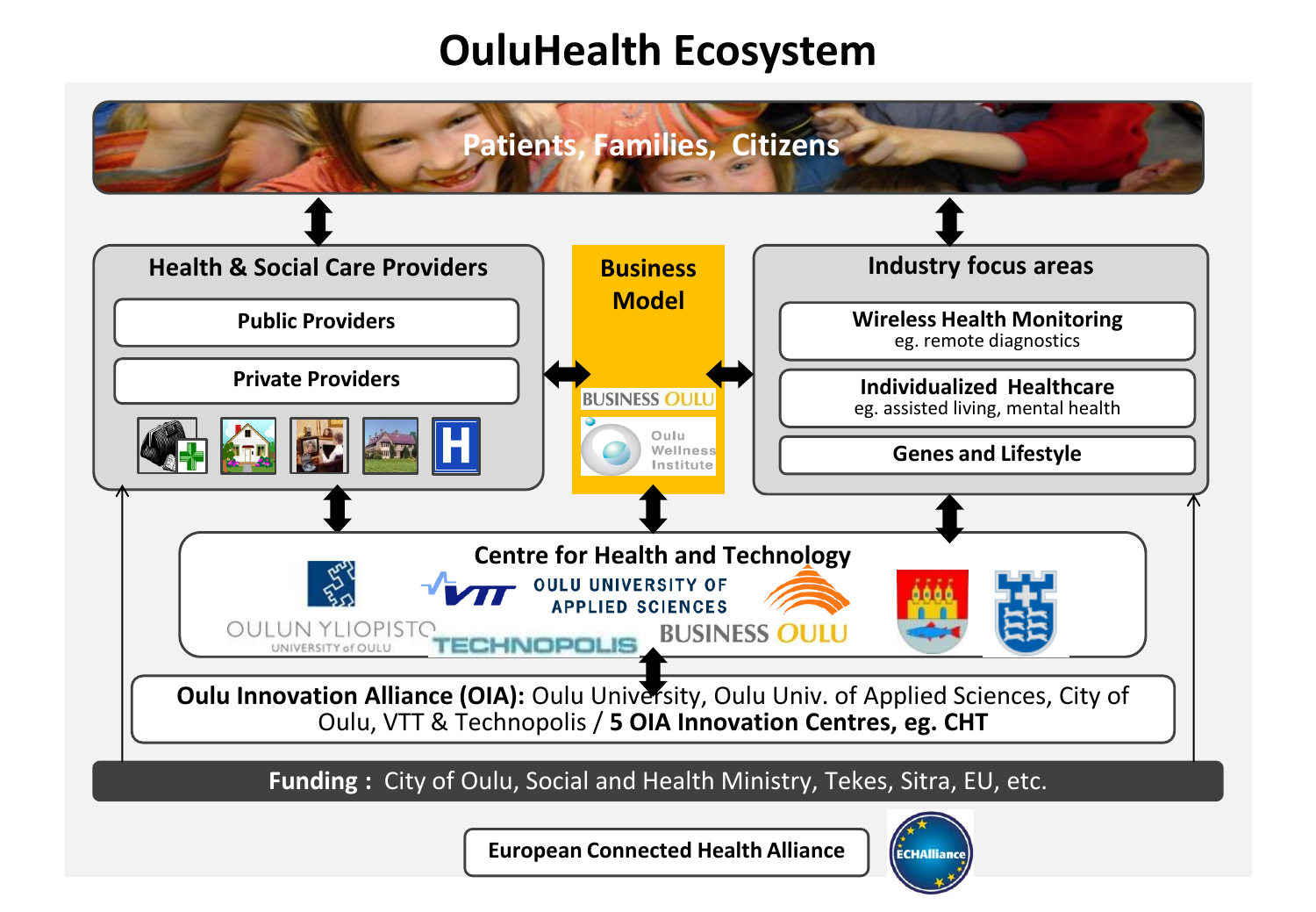# OuluHealth Ecosystem

**Patients, Families, Citizens**

## Health & Social Care Providers

- Public Providers
- Private Providers

## Business Model

BUSINESS OULU

Oulu Wellness Institute

## Industry focus areas

- **Wireless Health Monitoring**
  eg. remote diagnostics
- **Individualized Healthcare**
  eg. assisted living, mental health
- **Genes and Lifestyle**

## Centre for Health and Technology

OULUN YLIOPISTO UNIVERSITY of OULU

VTT

OULU UNIVERSITY OF APPLIED SCIENCES

TECHNOPOLIS

BUSINESS OULU

**Oulu Innovation Alliance (OIA):** Oulu University, Oulu Univ. of Applied Sciences, City of Oulu, VTT & Technopolis / **5 OIA Innovation Centres, eg. CHT**

**Funding :** City of Oulu, Social and Health Ministry, Tekes, Sitra, EU, etc.

**European Connected Health Alliance**

ECHAlliance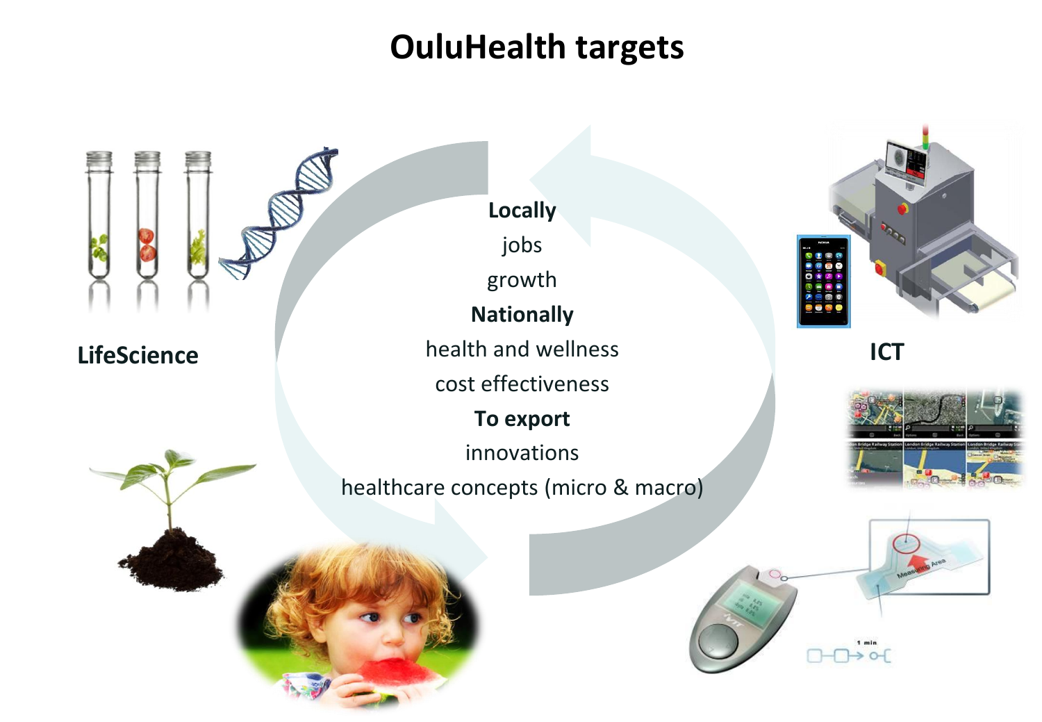# OuluHealth targets

**LifeScience**

**ICT**

**Locally**

jobs

growth

**Nationally**

health and wellness

cost effectiveness

**To export**

innovations

healthcare concepts (micro & macro)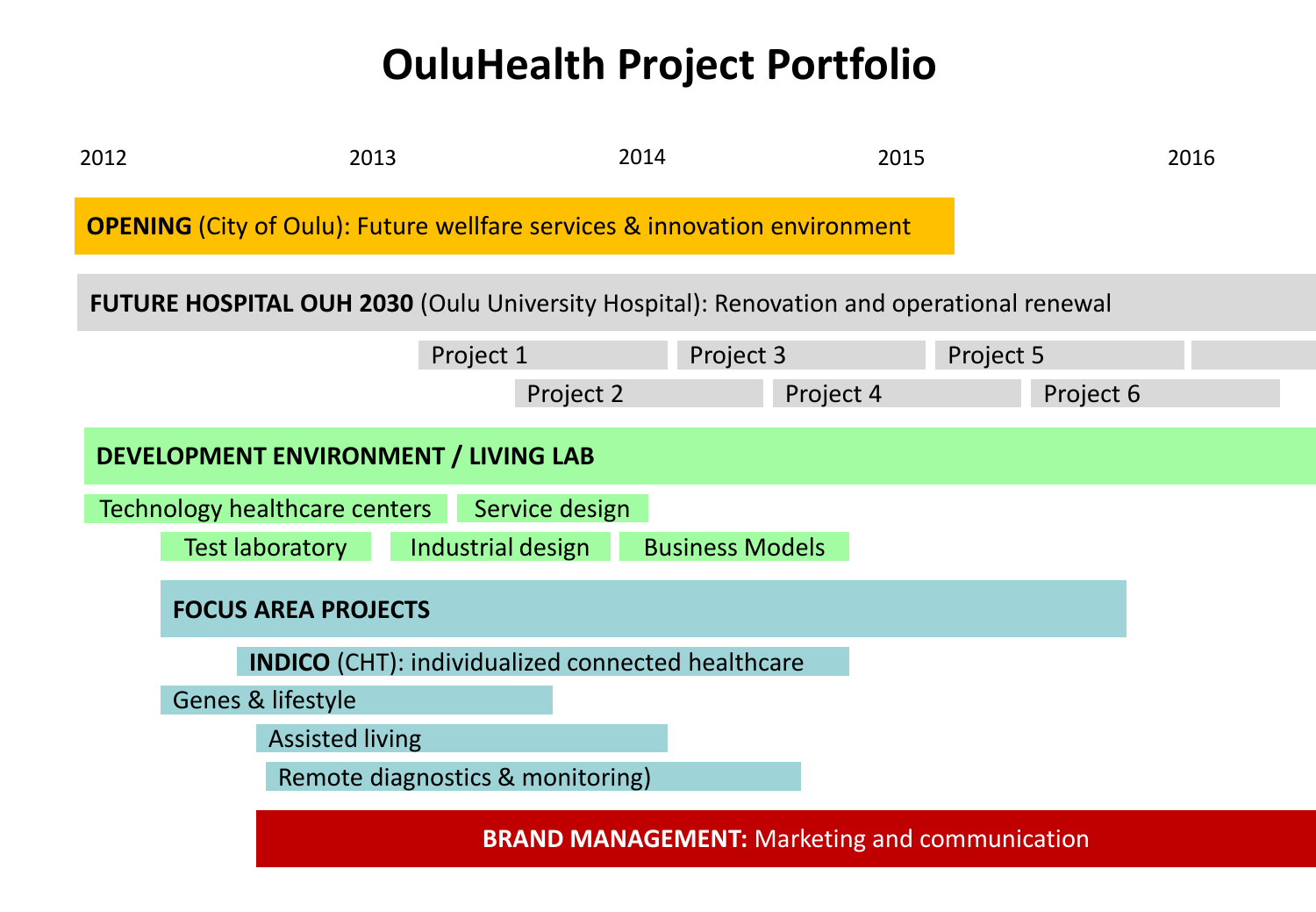# OuluHealth Project Portfolio

2012 2013 2014 2015 2016

**OPENING** (City of Oulu): Future wellfare services & innovation environment

**FUTURE HOSPITAL OUH 2030** (Oulu University Hospital): Renovation and operational renewal

Project 1
Project 2
Project 3
Project 4
Project 5
Project 6

**DEVELOPMENT ENVIRONMENT / LIVING LAB**

Technology healthcare centers
Service design
Test laboratory
Industrial design
Business Models

**FOCUS AREA PROJECTS**

**INDICO** (CHT): individualized connected healthcare
Genes & lifestyle
Assisted living
Remote diagnostics & monitoring)

**BRAND MANAGEMENT:** Marketing and communication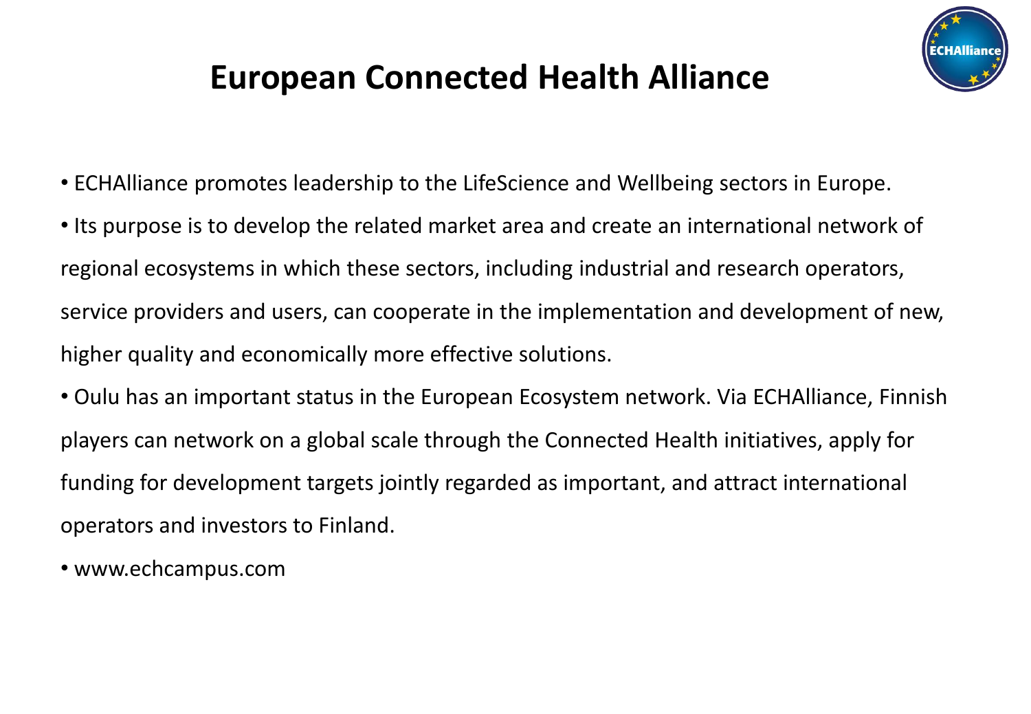# European Connected Health Alliance

- ECHAlliance promotes leadership to the LifeScience and Wellbeing sectors in Europe.
- Its purpose is to develop the related market area and create an international network of regional ecosystems in which these sectors, including industrial and research operators, service providers and users, can cooperate in the implementation and development of new, higher quality and economically more effective solutions.
- Oulu has an important status in the European Ecosystem network. Via ECHAlliance, Finnish players can network on a global scale through the Connected Health initiatives, apply for funding for development targets jointly regarded as important, and attract international operators and investors to Finland.
- www.echcampus.com